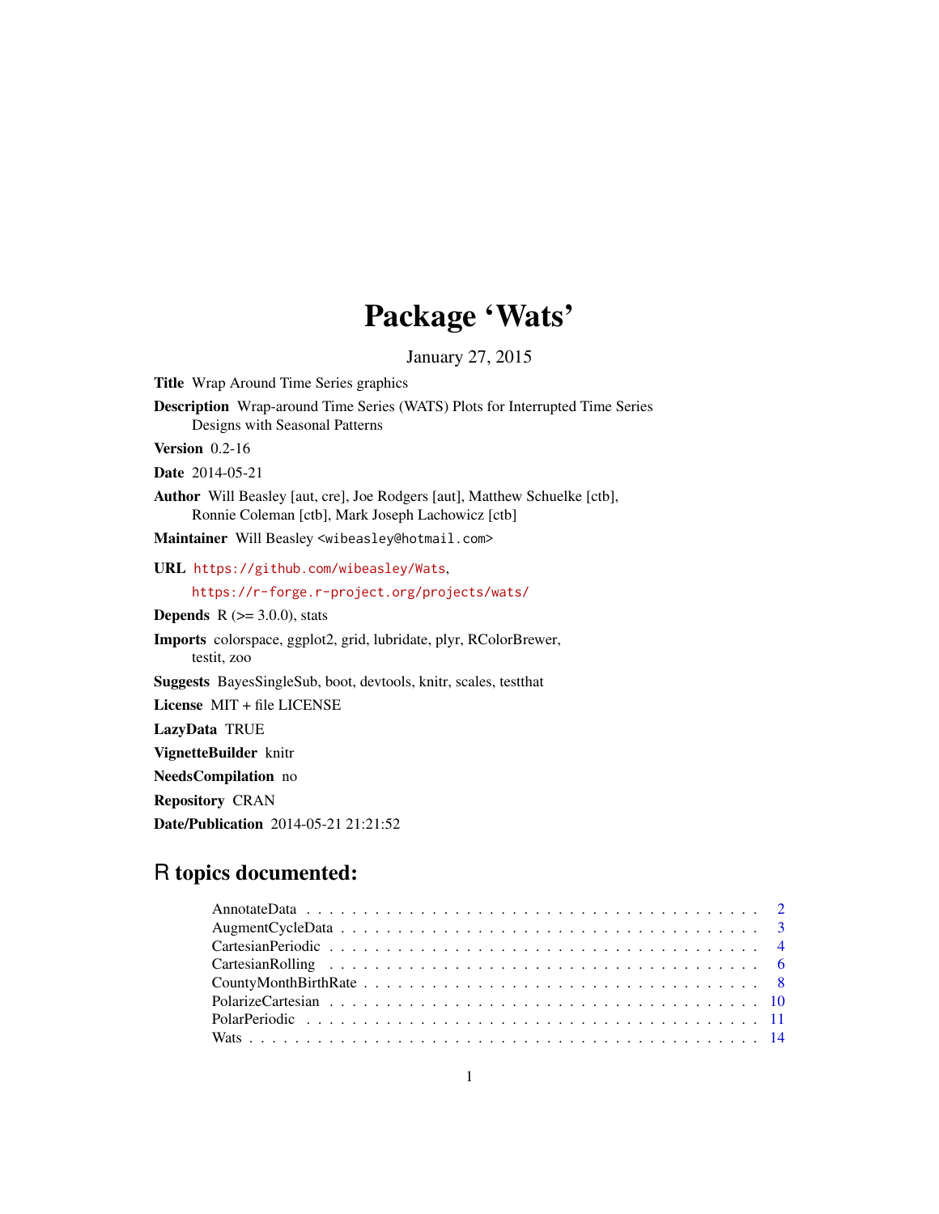# Package 'Wats'

January 27, 2015

**Title** Wrap Around Time Series graphics

**Description** Wrap-around Time Series (WATS) Plots for Interrupted Time Series Designs with Seasonal Patterns

**Version** 0.2-16

**Date** 2014-05-21

**Author** Will Beasley [aut, cre], Joe Rodgers [aut], Matthew Schuelke [ctb], Ronnie Coleman [ctb], Mark Joseph Lachowicz [ctb]

**Maintainer** Will Beasley <wibeasley@hotmail.com>

**URL** https://github.com/wibeasley/Wats, https://r-forge.r-project.org/projects/wats/

**Depends** R (>= 3.0.0), stats

**Imports** colorspace, ggplot2, grid, lubridate, plyr, RColorBrewer, testit, zoo

**Suggests** BayesSingleSub, boot, devtools, knitr, scales, testthat

**License** MIT + file LICENSE

**LazyData** TRUE

**VignetteBuilder** knitr

**NeedsCompilation** no

**Repository** CRAN

**Date/Publication** 2014-05-21 21:21:52

## R topics documented:

| | |
|---|---|
| AnnotateData | 2 |
| AugmentCycleData | 3 |
| CartesianPeriodic | 4 |
| CartesianRolling | 6 |
| CountyMonthBirthRate | 8 |
| PolarizeCartesian | 10 |
| PolarPeriodic | 11 |
| Wats | 14 |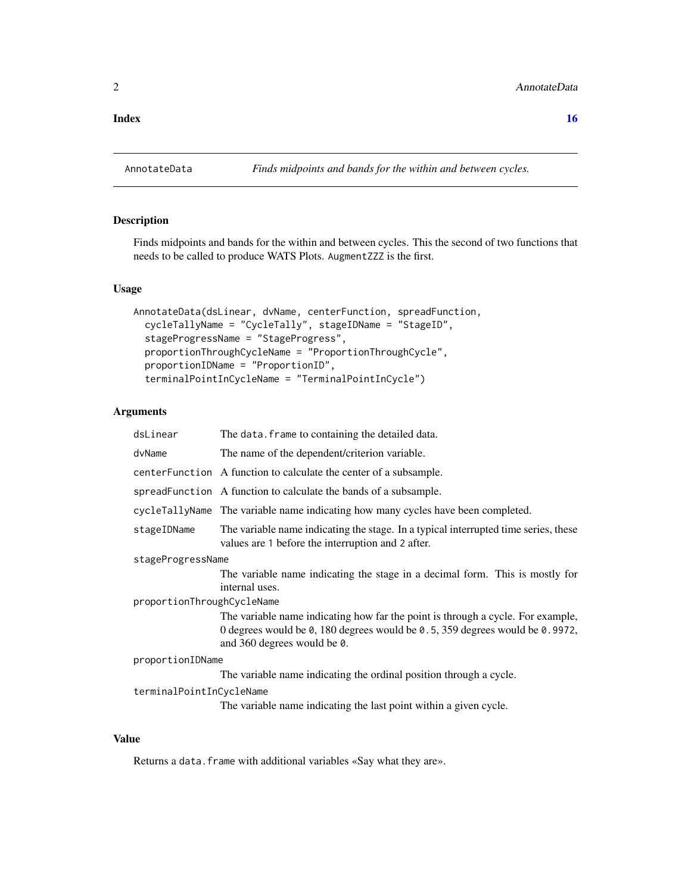**Index** **16**

## AnnotateData — *Finds midpoints and bands for the within and between cycles.*

### Description

Finds midpoints and bands for the within and between cycles. This the second of two functions that needs to be called to produce WATS Plots. `AugmentZZZ` is the first.

### Usage

```
AnnotateData(dsLinear, dvName, centerFunction, spreadFunction,
  cycleTallyName = "CycleTally", stageIDName = "StageID",
  stageProgressName = "StageProgress",
  proportionThroughCycleName = "ProportionThroughCycle",
  proportionIDName = "ProportionID",
  terminalPointInCycleName = "TerminalPointInCycle")
```

### Arguments

| | |
|---|---|
| `dsLinear` | The `data.frame` to containing the detailed data. |
| `dvName` | The name of the dependent/criterion variable. |
| `centerFunction` | A function to calculate the center of a subsample. |
| `spreadFunction` | A function to calculate the bands of a subsample. |
| `cycleTallyName` | The variable name indicating how many cycles have been completed. |
| `stageIDName` | The variable name indicating the stage. In a typical interrupted time series, these values are `1` before the interruption and `2` after. |
| `stageProgressName` | The variable name indicating the stage in a decimal form. This is mostly for internal uses. |
| `proportionThroughCycleName` | The variable name indicating how far the point is through a cycle. For example, 0 degrees would be `0`, 180 degrees would be `0.5`, 359 degrees would be `0.9972`, and 360 degrees would be `0`. |
| `proportionIDName` | The variable name indicating the ordinal position through a cycle. |
| `terminalPointInCycleName` | The variable name indicating the last point within a given cycle. |

### Value

Returns a `data.frame` with additional variables «Say what they are».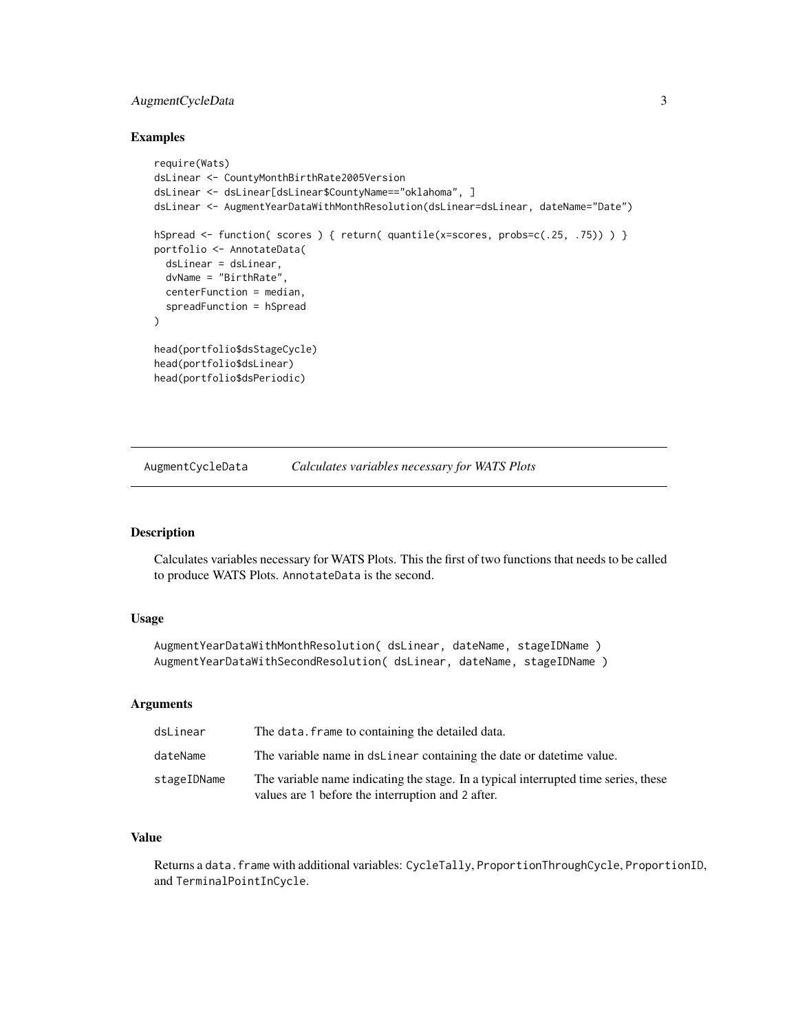## Examples

```
require(Wats)
dsLinear <- CountyMonthBirthRate2005Version
dsLinear <- dsLinear[dsLinear$CountyName=="oklahoma", ]
dsLinear <- AugmentYearDataWithMonthResolution(dsLinear=dsLinear, dateName="Date")

hSpread <- function( scores ) { return( quantile(x=scores, probs=c(.25, .75)) ) }
portfolio <- AnnotateData(
  dsLinear = dsLinear,
  dvName = "BirthRate",
  centerFunction = median,
  spreadFunction = hSpread
)

head(portfolio$dsStageCycle)
head(portfolio$dsLinear)
head(portfolio$dsPeriodic)
```

---

# AugmentCycleData — *Calculates variables necessary for WATS Plots*

## Description

Calculates variables necessary for WATS Plots. This the first of two functions that needs to be called to produce WATS Plots. `AnnotateData` is the second.

## Usage

```
AugmentYearDataWithMonthResolution( dsLinear, dateName, stageIDName )
AugmentYearDataWithSecondResolution( dsLinear, dateName, stageIDName )
```

## Arguments

| | |
|---|---|
| `dsLinear` | The `data.frame` to containing the detailed data. |
| `dateName` | The variable name in `dsLinear` containing the date or datetime value. |
| `stageIDName` | The variable name indicating the stage. In a typical interrupted time series, these values are `1` before the interruption and `2` after. |

## Value

Returns a `data.frame` with additional variables: `CycleTally`, `ProportionThroughCycle`, `ProportionID`, and `TerminalPointInCycle`.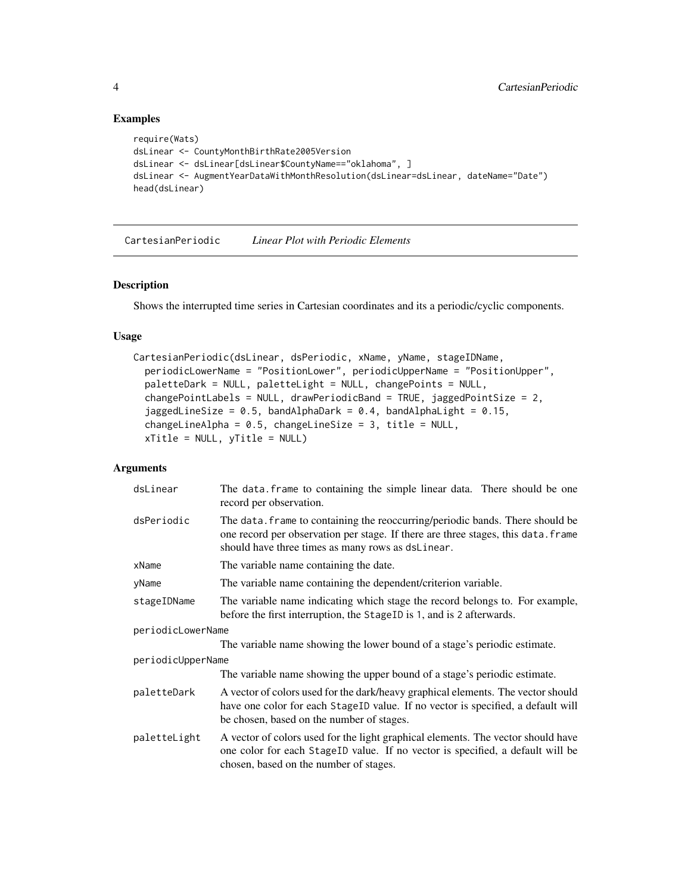## Examples

```
require(Wats)
dsLinear <- CountyMonthBirthRate2005Version
dsLinear <- dsLinear[dsLinear$CountyName=="oklahoma", ]
dsLinear <- AugmentYearDataWithMonthResolution(dsLinear=dsLinear, dateName="Date")
head(dsLinear)
```

---

# CartesianPeriodic *Linear Plot with Periodic Elements*

## Description

Shows the interrupted time series in Cartesian coordinates and its a periodic/cyclic components.

## Usage

```
CartesianPeriodic(dsLinear, dsPeriodic, xName, yName, stageIDName,
  periodicLowerName = "PositionLower", periodicUpperName = "PositionUpper",
  paletteDark = NULL, paletteLight = NULL, changePoints = NULL,
  changePointLabels = NULL, drawPeriodicBand = TRUE, jaggedPointSize = 2,
  jaggedLineSize = 0.5, bandAlphaDark = 0.4, bandAlphaLight = 0.15,
  changeLineAlpha = 0.5, changeLineSize = 3, title = NULL,
  xTitle = NULL, yTitle = NULL)
```

## Arguments

| | |
|---|---|
| dsLinear | The `data.frame` to containing the simple linear data. There should be one record per observation. |
| dsPeriodic | The `data.frame` to containing the reoccurring/periodic bands. There should be one record per observation per stage. If there are three stages, this `data.frame` should have three times as many rows as `dsLinear`. |
| xName | The variable name containing the date. |
| yName | The variable name containing the dependent/criterion variable. |
| stageIDName | The variable name indicating which stage the record belongs to. For example, before the first interruption, the `StageID` is `1`, and is `2` afterwards. |
| periodicLowerName | The variable name showing the lower bound of a stage's periodic estimate. |
| periodicUpperName | The variable name showing the upper bound of a stage's periodic estimate. |
| paletteDark | A vector of colors used for the dark/heavy graphical elements. The vector should have one color for each `StageID` value. If no vector is specified, a default will be chosen, based on the number of stages. |
| paletteLight | A vector of colors used for the light graphical elements. The vector should have one color for each `StageID` value. If no vector is specified, a default will be chosen, based on the number of stages. |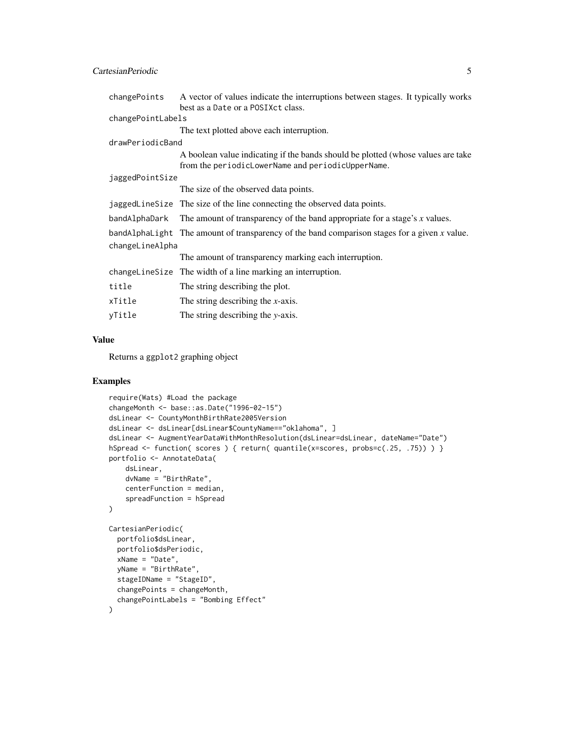| | |
|---|---|
| `changePoints` | A vector of values indicate the interruptions between stages. It typically works best as a `Date` or a `POSIXct` class. |
| `changePointLabels` | The text plotted above each interruption. |
| `drawPeriodicBand` | A boolean value indicating if the bands should be plotted (whose values are take from the `periodicLowerName` and `periodicUpperName`. |
| `jaggedPointSize` | The size of the observed data points. |
| `jaggedLineSize` | The size of the line connecting the observed data points. |
| `bandAlphaDark` | The amount of transparency of the band appropriate for a stage's $x$ values. |
| `bandAlphaLight` | The amount of transparency of the band comparison stages for a given $x$ value. |
| `changeLineAlpha` | The amount of transparency marking each interruption. |
| `changeLineSize` | The width of a line marking an interruption. |
| `title` | The string describing the plot. |
| `xTitle` | The string describing the $x$-axis. |
| `yTitle` | The string describing the $y$-axis. |

## Value

Returns a `ggplot2` graphing object

## Examples

```
require(Wats) #Load the package
changeMonth <- base::as.Date("1996-02-15")
dsLinear <- CountyMonthBirthRate2005Version
dsLinear <- dsLinear[dsLinear$CountyName=="oklahoma", ]
dsLinear <- AugmentYearDataWithMonthResolution(dsLinear=dsLinear, dateName="Date")
hSpread <- function( scores ) { return( quantile(x=scores, probs=c(.25, .75)) ) }
portfolio <- AnnotateData(
    dsLinear,
    dvName = "BirthRate",
    centerFunction = median,
    spreadFunction = hSpread
)

CartesianPeriodic(
  portfolio$dsLinear,
  portfolio$dsPeriodic,
  xName = "Date",
  yName = "BirthRate",
  stageIDName = "StageID",
  changePoints = changeMonth,
  changePointLabels = "Bombing Effect"
)
```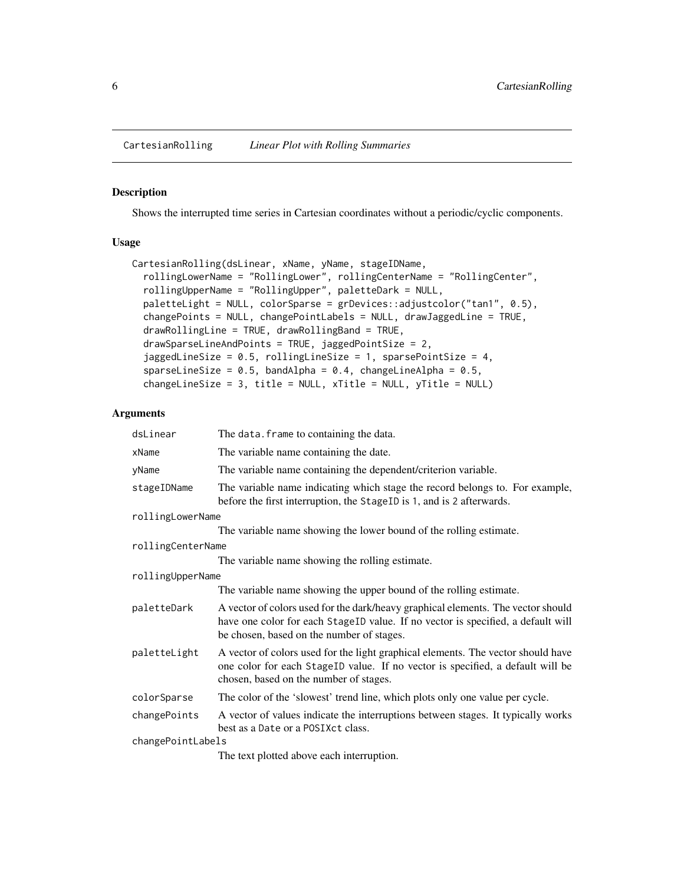# CartesianRolling *Linear Plot with Rolling Summaries*

## Description

Shows the interrupted time series in Cartesian coordinates without a periodic/cyclic components.

## Usage

```
CartesianRolling(dsLinear, xName, yName, stageIDName,
  rollingLowerName = "RollingLower", rollingCenterName = "RollingCenter",
  rollingUpperName = "RollingUpper", paletteDark = NULL,
  paletteLight = NULL, colorSparse = grDevices::adjustcolor("tan1", 0.5),
  changePoints = NULL, changePointLabels = NULL, drawJaggedLine = TRUE,
  drawRollingLine = TRUE, drawRollingBand = TRUE,
  drawSparseLineAndPoints = TRUE, jaggedPointSize = 2,
  jaggedLineSize = 0.5, rollingLineSize = 1, sparsePointSize = 4,
  sparseLineSize = 0.5, bandAlpha = 0.4, changeLineAlpha = 0.5,
  changeLineSize = 3, title = NULL, xTitle = NULL, yTitle = NULL)
```

## Arguments

| Argument | Description |
|---|---|
| `dsLinear` | The `data.frame` to containing the data. |
| `xName` | The variable name containing the date. |
| `yName` | The variable name containing the dependent/criterion variable. |
| `stageIDName` | The variable name indicating which stage the record belongs to. For example, before the first interruption, the `StageID` is `1`, and is `2` afterwards. |
| `rollingLowerName` | The variable name showing the lower bound of the rolling estimate. |
| `rollingCenterName` | The variable name showing the rolling estimate. |
| `rollingUpperName` | The variable name showing the upper bound of the rolling estimate. |
| `paletteDark` | A vector of colors used for the dark/heavy graphical elements. The vector should have one color for each `StageID` value. If no vector is specified, a default will be chosen, based on the number of stages. |
| `paletteLight` | A vector of colors used for the light graphical elements. The vector should have one color for each `StageID` value. If no vector is specified, a default will be chosen, based on the number of stages. |
| `colorSparse` | The color of the 'slowest' trend line, which plots only one value per cycle. |
| `changePoints` | A vector of values indicate the interruptions between stages. It typically works best as a `Date` or a `POSIXct` class. |
| `changePointLabels` | The text plotted above each interruption. |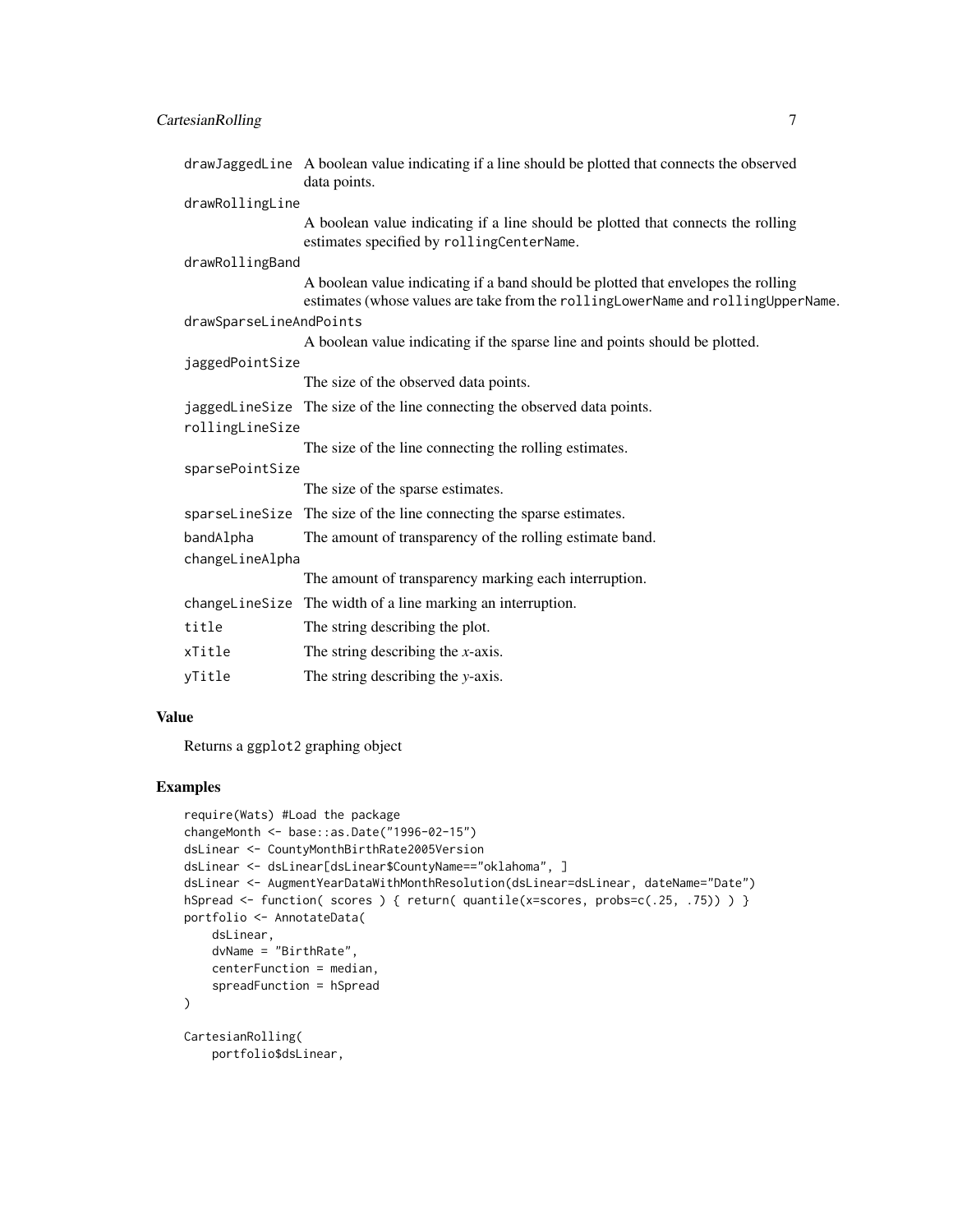| | |
|---|---|
| `drawJaggedLine` | A boolean value indicating if a line should be plotted that connects the observed data points. |
| `drawRollingLine` | A boolean value indicating if a line should be plotted that connects the rolling estimates specified by `rollingCenterName`. |
| `drawRollingBand` | A boolean value indicating if a band should be plotted that envelopes the rolling estimates (whose values are take from the `rollingLowerName` and `rollingUpperName`. |
| `drawSparseLineAndPoints` | A boolean value indicating if the sparse line and points should be plotted. |
| `jaggedPointSize` | The size of the observed data points. |
| `jaggedLineSize` | The size of the line connecting the observed data points. |
| `rollingLineSize` | The size of the line connecting the rolling estimates. |
| `sparsePointSize` | The size of the sparse estimates. |
| `sparseLineSize` | The size of the line connecting the sparse estimates. |
| `bandAlpha` | The amount of transparency of the rolling estimate band. |
| `changeLineAlpha` | The amount of transparency marking each interruption. |
| `changeLineSize` | The width of a line marking an interruption. |
| `title` | The string describing the plot. |
| `xTitle` | The string describing the *x*-axis. |
| `yTitle` | The string describing the *y*-axis. |

## Value

Returns a `ggplot2` graphing object

## Examples

```
require(Wats) #Load the package
changeMonth <- base::as.Date("1996-02-15")
dsLinear <- CountyMonthBirthRate2005Version
dsLinear <- dsLinear[dsLinear$CountyName=="oklahoma", ]
dsLinear <- AugmentYearDataWithMonthResolution(dsLinear=dsLinear, dateName="Date")
hSpread <- function( scores ) { return( quantile(x=scores, probs=c(.25, .75)) ) }
portfolio <- AnnotateData(
    dsLinear,
    dvName = "BirthRate",
    centerFunction = median,
    spreadFunction = hSpread
)

CartesianRolling(
    portfolio$dsLinear,
```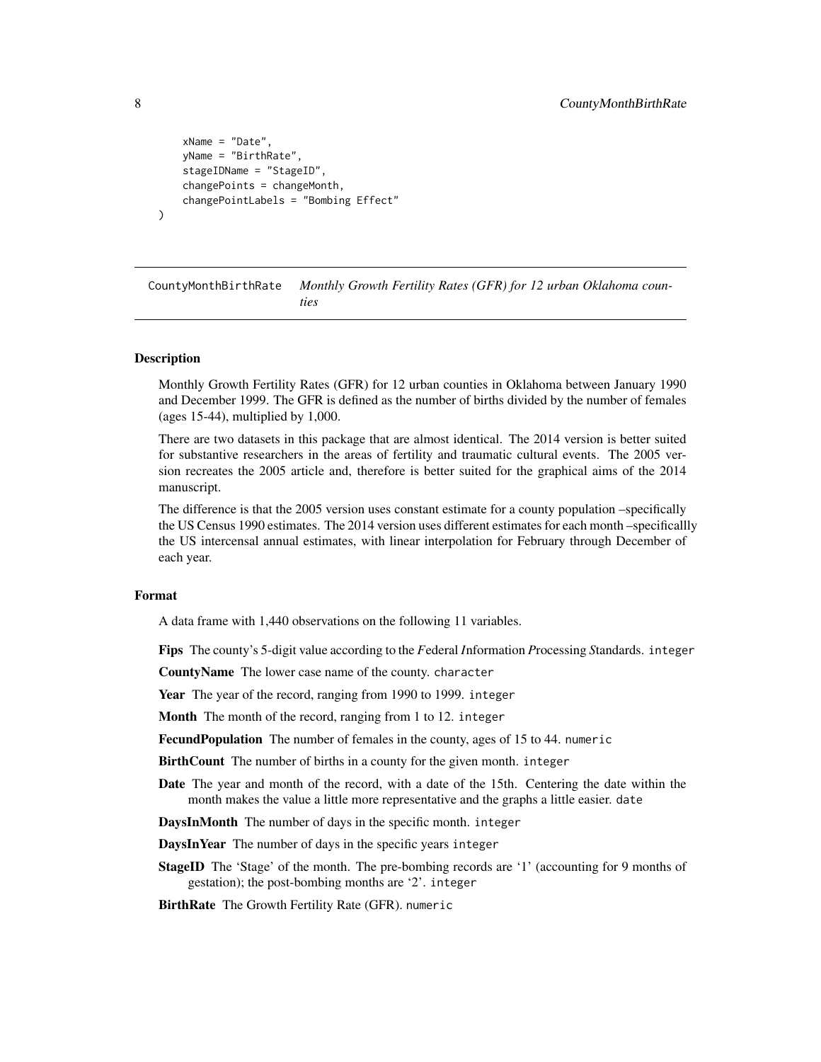```
    xName = "Date",
    yName = "BirthRate",
    stageIDName = "StageID",
    changePoints = changeMonth,
    changePointLabels = "Bombing Effect"
)
```

## CountyMonthBirthRate *Monthly Growth Fertility Rates (GFR) for 12 urban Oklahoma counties*

### Description

Monthly Growth Fertility Rates (GFR) for 12 urban counties in Oklahoma between January 1990 and December 1999. The GFR is defined as the number of births divided by the number of females (ages 15-44), multiplied by 1,000.

There are two datasets in this package that are almost identical. The 2014 version is better suited for substantive researchers in the areas of fertility and traumatic cultural events. The 2005 version recreates the 2005 article and, therefore is better suited for the graphical aims of the 2014 manuscript.

The difference is that the 2005 version uses constant estimate for a county population –specifically the US Census 1990 estimates. The 2014 version uses different estimates for each month –specificallly the US intercensal annual estimates, with linear interpolation for February through December of each year.

### Format

A data frame with 1,440 observations on the following 11 variables.

**Fips** The county's 5-digit value according to the *F*ederal *I*nformation *P*rocessing *S*tandards. `integer`

**CountyName** The lower case name of the county. `character`

**Year** The year of the record, ranging from 1990 to 1999. `integer`

**Month** The month of the record, ranging from 1 to 12. `integer`

**FecundPopulation** The number of females in the county, ages of 15 to 44. `numeric`

**BirthCount** The number of births in a county for the given month. `integer`

**Date** The year and month of the record, with a date of the 15th. Centering the date within the month makes the value a little more representative and the graphs a little easier. `date`

**DaysInMonth** The number of days in the specific month. `integer`

**DaysInYear** The number of days in the specific years `integer`

**StageID** The 'Stage' of the month. The pre-bombing records are '1' (accounting for 9 months of gestation); the post-bombing months are '2'. `integer`

**BirthRate** The Growth Fertility Rate (GFR). `numeric`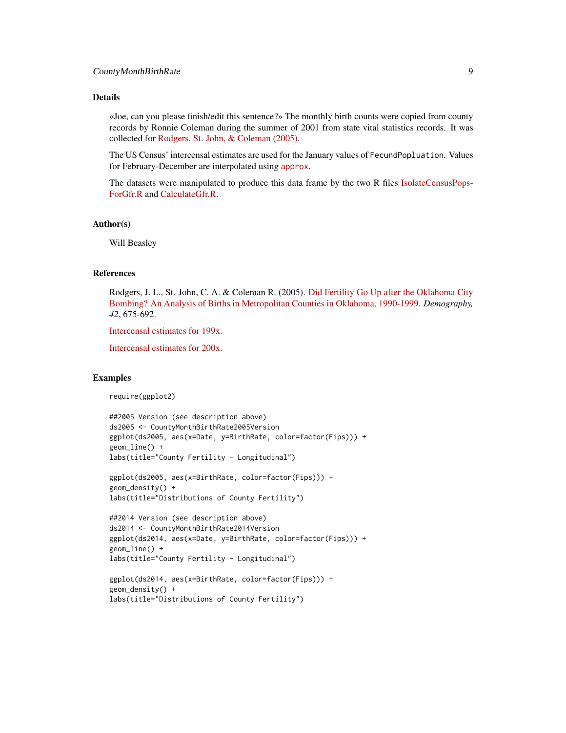## Details

«Joe, can you please finish/edit this sentence?» The monthly birth counts were copied from county records by Ronnie Coleman during the summer of 2001 from state vital statistics records. It was collected for Rodgers, St. John, & Coleman (2005).

The US Census' intercensal estimates are used for the January values of `FecundPopluation`. Values for February-December are interpolated using `approx`.

The datasets were manipulated to produce this data frame by the two R files IsolateCensusPopsForGfr.R and CalculateGfr.R.

## Author(s)

Will Beasley

## References

Rodgers, J. L., St. John, C. A. & Coleman R. (2005). Did Fertility Go Up after the Oklahoma City Bombing? An Analysis of Births in Metropolitan Counties in Oklahoma, 1990-1999. *Demography, 42*, 675-692.

Intercensal estimates for 199x.

Intercensal estimates for 200x.

## Examples

```
require(ggplot2)

##2005 Version (see description above)
ds2005 <- CountyMonthBirthRate2005Version
ggplot(ds2005, aes(x=Date, y=BirthRate, color=factor(Fips))) +
geom_line() +
labs(title="County Fertility - Longitudinal")

ggplot(ds2005, aes(x=BirthRate, color=factor(Fips))) +
geom_density() +
labs(title="Distributions of County Fertility")

##2014 Version (see description above)
ds2014 <- CountyMonthBirthRate2014Version
ggplot(ds2014, aes(x=Date, y=BirthRate, color=factor(Fips))) +
geom_line() +
labs(title="County Fertility - Longitudinal")

ggplot(ds2014, aes(x=BirthRate, color=factor(Fips))) +
geom_density() +
labs(title="Distributions of County Fertility")
```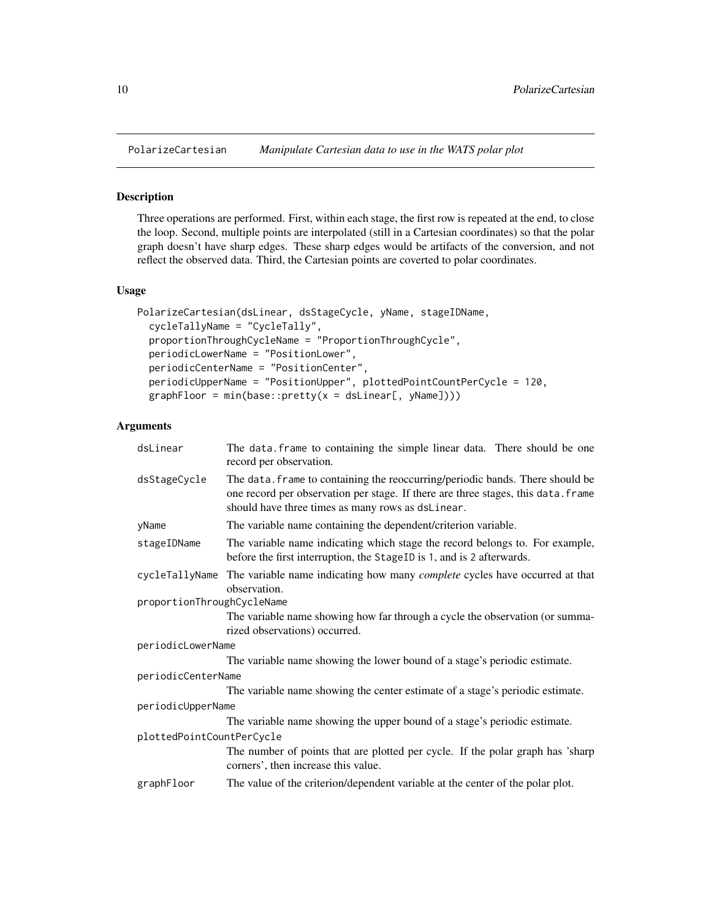# PolarizeCartesian *Manipulate Cartesian data to use in the WATS polar plot*

## Description

Three operations are performed. First, within each stage, the first row is repeated at the end, to close the loop. Second, multiple points are interpolated (still in a Cartesian coordinates) so that the polar graph doesn't have sharp edges. These sharp edges would be artifacts of the conversion, and not reflect the observed data. Third, the Cartesian points are coverted to polar coordinates.

## Usage

```
PolarizeCartesian(dsLinear, dsStageCycle, yName, stageIDName,
  cycleTallyName = "CycleTally",
  proportionThroughCycleName = "ProportionThroughCycle",
  periodicLowerName = "PositionLower",
  periodicCenterName = "PositionCenter",
  periodicUpperName = "PositionUpper", plottedPointCountPerCycle = 120,
  graphFloor = min(base::pretty(x = dsLinear[, yName])))
```

## Arguments

| | |
|---|---|
| `dsLinear` | The `data.frame` to containing the simple linear data. There should be one record per observation. |
| `dsStageCycle` | The `data.frame` to containing the reoccurring/periodic bands. There should be one record per observation per stage. If there are three stages, this `data.frame` should have three times as many rows as `dsLinear`. |
| `yName` | The variable name containing the dependent/criterion variable. |
| `stageIDName` | The variable name indicating which stage the record belongs to. For example, before the first interruption, the `StageID` is `1`, and is `2` afterwards. |
| `cycleTallyName` | The variable name indicating how many *complete* cycles have occurred at that observation. |
| `proportionThroughCycleName` | The variable name showing how far through a cycle the observation (or summarized observations) occurred. |
| `periodicLowerName` | The variable name showing the lower bound of a stage's periodic estimate. |
| `periodicCenterName` | The variable name showing the center estimate of a stage's periodic estimate. |
| `periodicUpperName` | The variable name showing the upper bound of a stage's periodic estimate. |
| `plottedPointCountPerCycle` | The number of points that are plotted per cycle. If the polar graph has 'sharp corners', then increase this value. |
| `graphFloor` | The value of the criterion/dependent variable at the center of the polar plot. |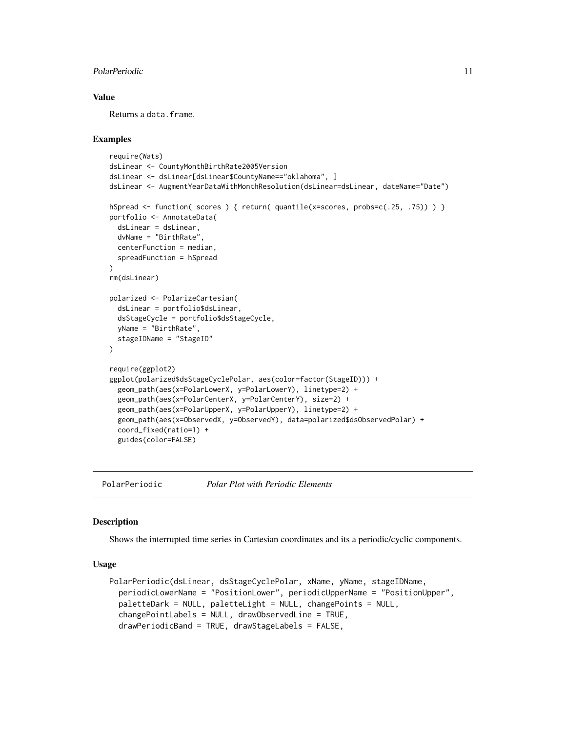### Value

Returns a `data.frame`.

### Examples

```
require(Wats)
dsLinear <- CountyMonthBirthRate2005Version
dsLinear <- dsLinear[dsLinear$CountyName=="oklahoma", ]
dsLinear <- AugmentYearDataWithMonthResolution(dsLinear=dsLinear, dateName="Date")

hSpread <- function( scores ) { return( quantile(x=scores, probs=c(.25, .75)) ) }
portfolio <- AnnotateData(
  dsLinear = dsLinear,
  dvName = "BirthRate",
  centerFunction = median,
  spreadFunction = hSpread
)
rm(dsLinear)

polarized <- PolarizeCartesian(
  dsLinear = portfolio$dsLinear,
  dsStageCycle = portfolio$dsStageCycle,
  yName = "BirthRate",
  stageIDName = "StageID"
)

require(ggplot2)
ggplot(polarized$dsStageCyclePolar, aes(color=factor(StageID))) +
  geom_path(aes(x=PolarLowerX, y=PolarLowerY), linetype=2) +
  geom_path(aes(x=PolarCenterX, y=PolarCenterY), size=2) +
  geom_path(aes(x=PolarUpperX, y=PolarUpperY), linetype=2) +
  geom_path(aes(x=ObservedX, y=ObservedY), data=polarized$dsObservedPolar) +
  coord_fixed(ratio=1) +
  guides(color=FALSE)
```

---

## PolarPeriodic — *Polar Plot with Periodic Elements*

### Description

Shows the interrupted time series in Cartesian coordinates and its a periodic/cyclic components.

### Usage

```
PolarPeriodic(dsLinear, dsStageCyclePolar, xName, yName, stageIDName,
  periodicLowerName = "PositionLower", periodicUpperName = "PositionUpper",
  paletteDark = NULL, paletteLight = NULL, changePoints = NULL,
  changePointLabels = NULL, drawObservedLine = TRUE,
  drawPeriodicBand = TRUE, drawStageLabels = FALSE,
```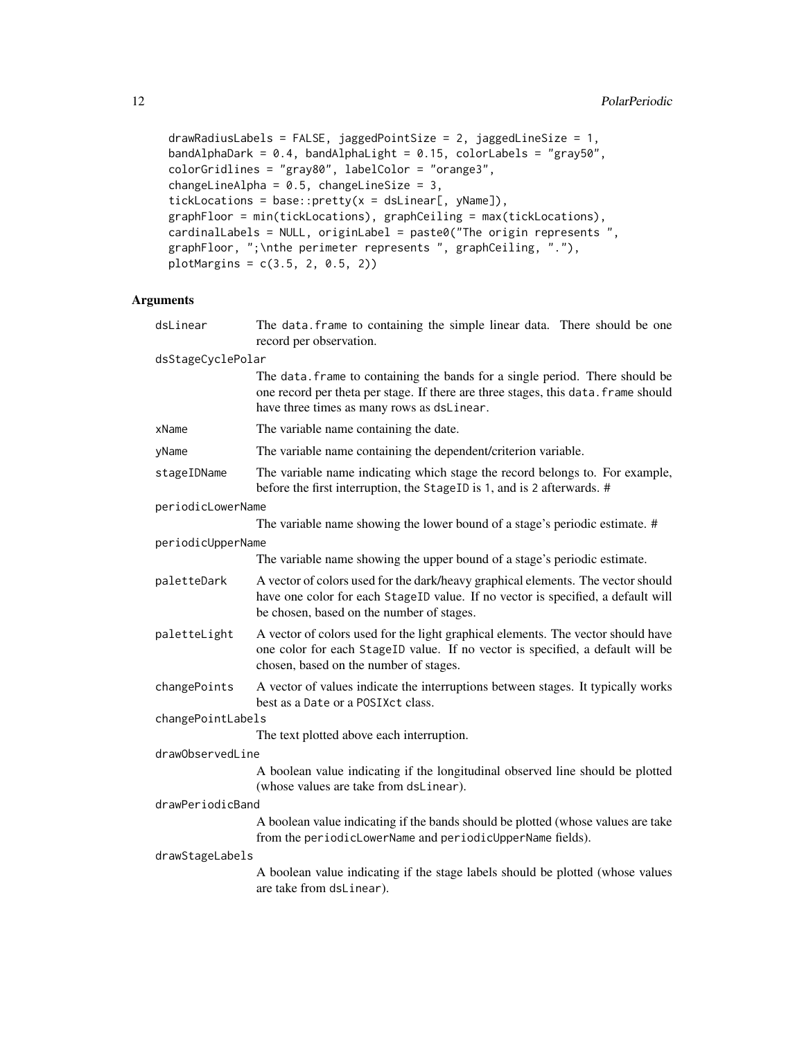```
drawRadiusLabels = FALSE, jaggedPointSize = 2, jaggedLineSize = 1,
bandAlphaDark = 0.4, bandAlphaLight = 0.15, colorLabels = "gray50",
colorGridlines = "gray80", labelColor = "orange3",
changeLineAlpha = 0.5, changeLineSize = 3,
tickLocations = base::pretty(x = dsLinear[, yName]),
graphFloor = min(tickLocations), graphCeiling = max(tickLocations),
cardinalLabels = NULL, originLabel = paste0("The origin represents ",
graphFloor, ";\nthe perimeter represents ", graphCeiling, "."),
plotMargins = c(3.5, 2, 0.5, 2))
```

## Arguments

| | |
|---|---|
| dsLinear | The data.frame to containing the simple linear data. There should be one record per observation. |
| dsStageCyclePolar | The data.frame to containing the bands for a single period. There should be one record per theta per stage. If there are three stages, this data.frame should have three times as many rows as dsLinear. |
| xName | The variable name containing the date. |
| yName | The variable name containing the dependent/criterion variable. |
| stageIDName | The variable name indicating which stage the record belongs to. For example, before the first interruption, the StageID is 1, and is 2 afterwards. # |
| periodicLowerName | The variable name showing the lower bound of a stage's periodic estimate. # |
| periodicUpperName | The variable name showing the upper bound of a stage's periodic estimate. |
| paletteDark | A vector of colors used for the dark/heavy graphical elements. The vector should have one color for each StageID value. If no vector is specified, a default will be chosen, based on the number of stages. |
| paletteLight | A vector of colors used for the light graphical elements. The vector should have one color for each StageID value. If no vector is specified, a default will be chosen, based on the number of stages. |
| changePoints | A vector of values indicate the interruptions between stages. It typically works best as a Date or a POSIXct class. |
| changePointLabels | The text plotted above each interruption. |
| drawObservedLine | A boolean value indicating if the longitudinal observed line should be plotted (whose values are take from dsLinear). |
| drawPeriodicBand | A boolean value indicating if the bands should be plotted (whose values are take from the periodicLowerName and periodicUpperName fields). |
| drawStageLabels | A boolean value indicating if the stage labels should be plotted (whose values are take from dsLinear). |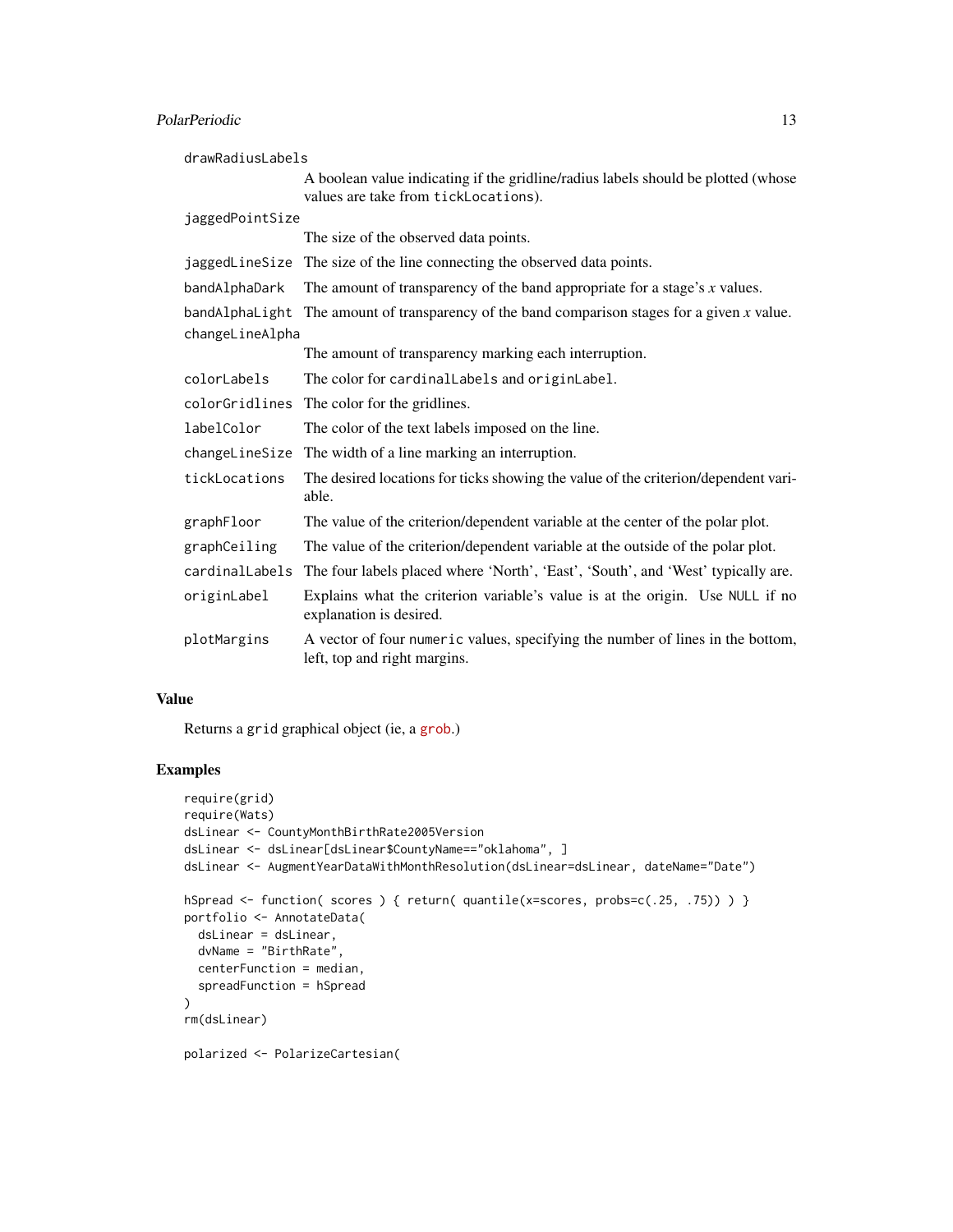| | |
|---|---|
| drawRadiusLabels | A boolean value indicating if the gridline/radius labels should be plotted (whose values are take from tickLocations). |
| jaggedPointSize | The size of the observed data points. |
| jaggedLineSize | The size of the line connecting the observed data points. |
| bandAlphaDark | The amount of transparency of the band appropriate for a stage's *x* values. |
| bandAlphaLight | The amount of transparency of the band comparison stages for a given *x* value. |
| changeLineAlpha | The amount of transparency marking each interruption. |
| colorLabels | The color for cardinalLabels and originLabel. |
| colorGridlines | The color for the gridlines. |
| labelColor | The color of the text labels imposed on the line. |
| changeLineSize | The width of a line marking an interruption. |
| tickLocations | The desired locations for ticks showing the value of the criterion/dependent variable. |
| graphFloor | The value of the criterion/dependent variable at the center of the polar plot. |
| graphCeiling | The value of the criterion/dependent variable at the outside of the polar plot. |
| cardinalLabels | The four labels placed where 'North', 'East', 'South', and 'West' typically are. |
| originLabel | Explains what the criterion variable's value is at the origin. Use NULL if no explanation is desired. |
| plotMargins | A vector of four numeric values, specifying the number of lines in the bottom, left, top and right margins. |

## Value

Returns a grid graphical object (ie, a grob.)

## Examples

```
require(grid)
require(Wats)
dsLinear <- CountyMonthBirthRate2005Version
dsLinear <- dsLinear[dsLinear$CountyName=="oklahoma", ]
dsLinear <- AugmentYearDataWithMonthResolution(dsLinear=dsLinear, dateName="Date")

hSpread <- function( scores ) { return( quantile(x=scores, probs=c(.25, .75)) ) }
portfolio <- AnnotateData(
  dsLinear = dsLinear,
  dvName = "BirthRate",
  centerFunction = median,
  spreadFunction = hSpread
)
rm(dsLinear)

polarized <- PolarizeCartesian(
```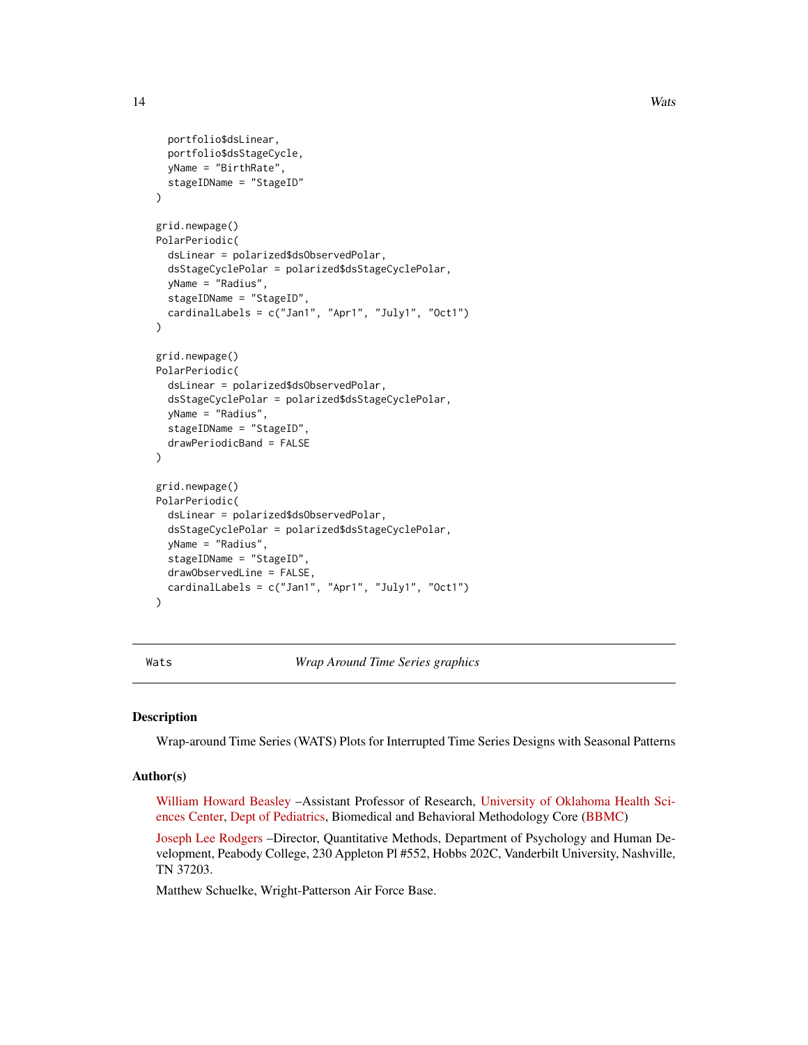```
  portfolio$dsLinear,
  portfolio$dsStageCycle,
  yName = "BirthRate",
  stageIDName = "StageID"
)

grid.newpage()
PolarPeriodic(
  dsLinear = polarized$dsObservedPolar,
  dsStageCyclePolar = polarized$dsStageCyclePolar,
  yName = "Radius",
  stageIDName = "StageID",
  cardinalLabels = c("Jan1", "Apr1", "July1", "Oct1")
)

grid.newpage()
PolarPeriodic(
  dsLinear = polarized$dsObservedPolar,
  dsStageCyclePolar = polarized$dsStageCyclePolar,
  yName = "Radius",
  stageIDName = "StageID",
  drawPeriodicBand = FALSE
)

grid.newpage()
PolarPeriodic(
  dsLinear = polarized$dsObservedPolar,
  dsStageCyclePolar = polarized$dsStageCyclePolar,
  yName = "Radius",
  stageIDName = "StageID",
  drawObservedLine = FALSE,
  cardinalLabels = c("Jan1", "Apr1", "July1", "Oct1")
)
```

---

`Wats` *Wrap Around Time Series graphics*

---

### Description

Wrap-around Time Series (WATS) Plots for Interrupted Time Series Designs with Seasonal Patterns

### Author(s)

William Howard Beasley –Assistant Professor of Research, University of Oklahoma Health Sciences Center, Dept of Pediatrics, Biomedical and Behavioral Methodology Core (BBMC)

Joseph Lee Rodgers –Director, Quantitative Methods, Department of Psychology and Human Development, Peabody College, 230 Appleton Pl #552, Hobbs 202C, Vanderbilt University, Nashville, TN 37203.

Matthew Schuelke, Wright-Patterson Air Force Base.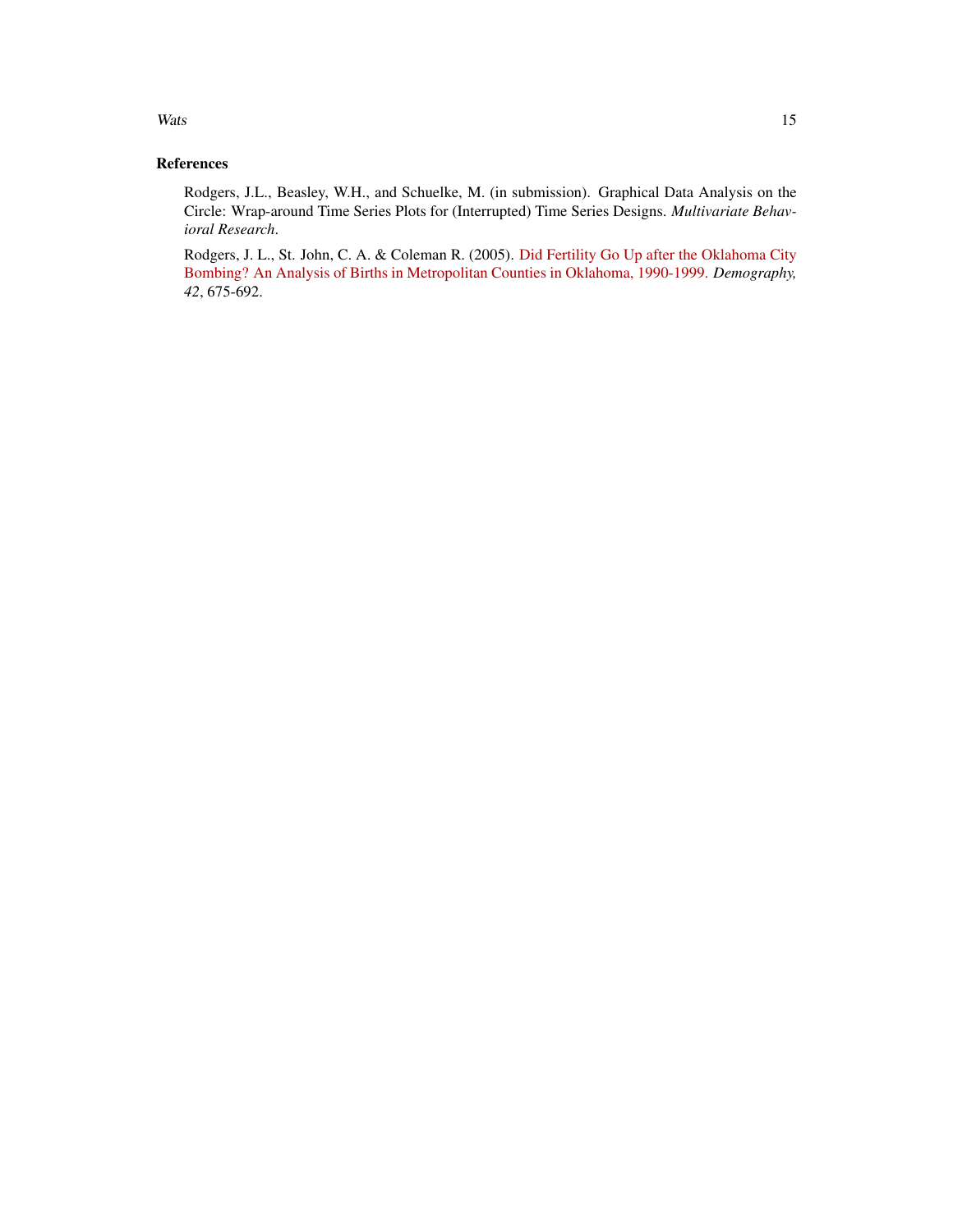## References

Rodgers, J.L., Beasley, W.H., and Schuelke, M. (in submission). Graphical Data Analysis on the Circle: Wrap-around Time Series Plots for (Interrupted) Time Series Designs. *Multivariate Behavioral Research*.

Rodgers, J. L., St. John, C. A. & Coleman R. (2005). Did Fertility Go Up after the Oklahoma City Bombing? An Analysis of Births in Metropolitan Counties in Oklahoma, 1990-1999. *Demography, 42*, 675-692.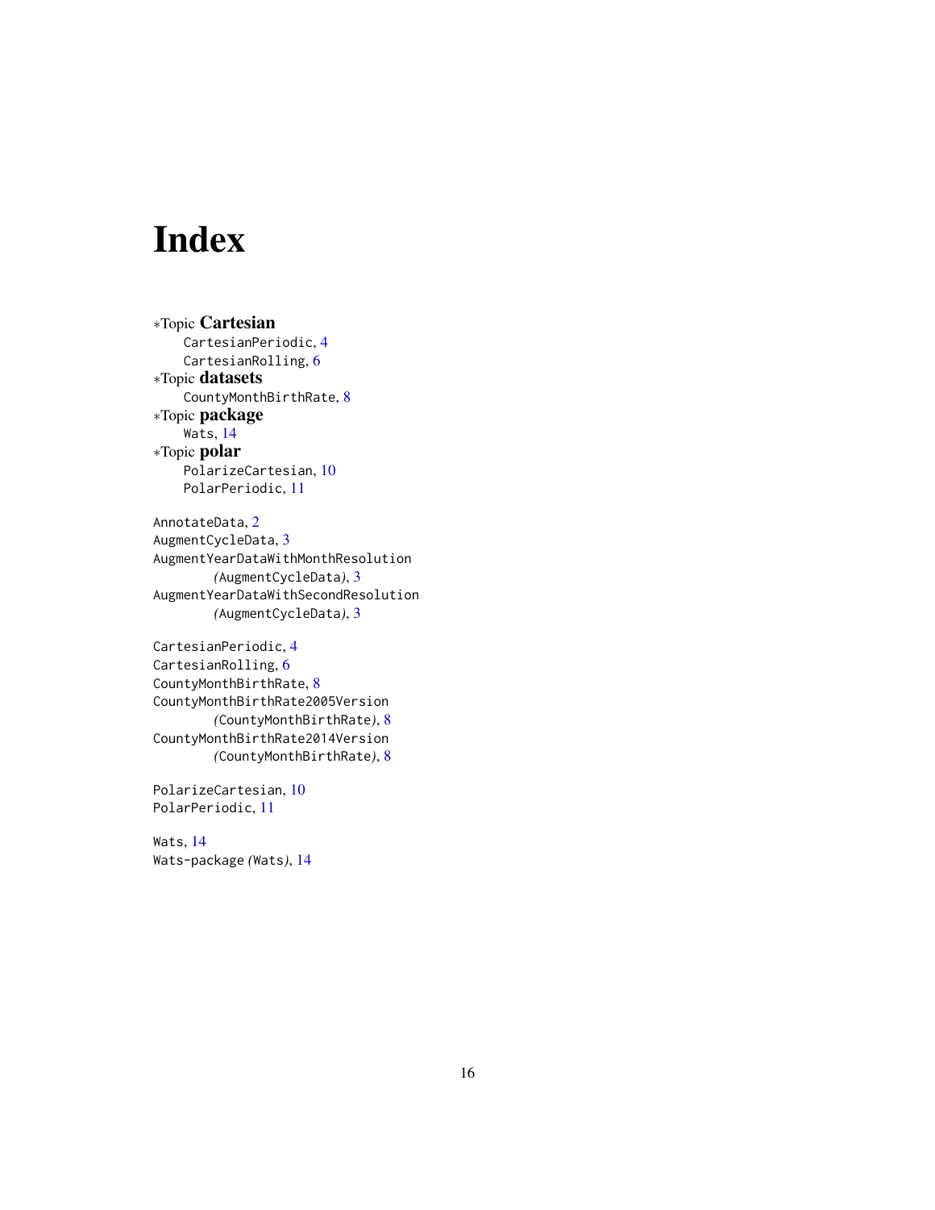# Index

∗Topic **Cartesian**
- CartesianPeriodic, 4
- CartesianRolling, 6

∗Topic **datasets**
- CountyMonthBirthRate, 8

∗Topic **package**
- Wats, 14

∗Topic **polar**
- PolarizeCartesian, 10
- PolarPeriodic, 11

AnnotateData, 2
AugmentCycleData, 3
AugmentYearDataWithMonthResolution *(*AugmentCycleData*)*, 3
AugmentYearDataWithSecondResolution *(*AugmentCycleData*)*, 3

CartesianPeriodic, 4
CartesianRolling, 6
CountyMonthBirthRate, 8
CountyMonthBirthRate2005Version *(*CountyMonthBirthRate*)*, 8
CountyMonthBirthRate2014Version *(*CountyMonthBirthRate*)*, 8

PolarizeCartesian, 10
PolarPeriodic, 11

Wats, 14
Wats-package *(*Wats*)*, 14